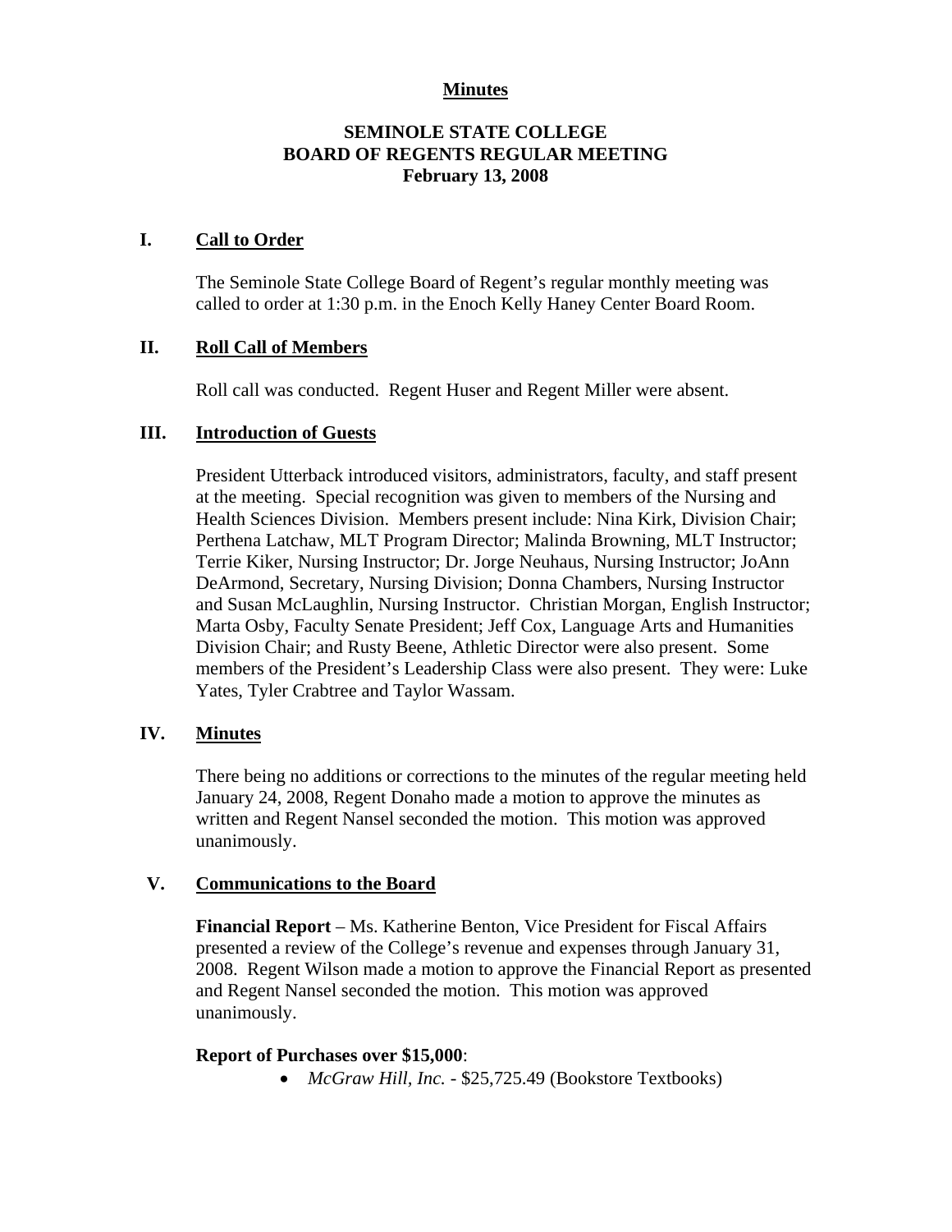**Minutes**

# SEMINOLE STATE COLLEGE
# BOARD OF REGENTS REGULAR MEETING
# February 13, 2008

## I. Call to Order

The Seminole State College Board of Regent's regular monthly meeting was called to order at 1:30 p.m. in the Enoch Kelly Haney Center Board Room.

## II. Roll Call of Members

Roll call was conducted. Regent Huser and Regent Miller were absent.

## III. Introduction of Guests

President Utterback introduced visitors, administrators, faculty, and staff present at the meeting. Special recognition was given to members of the Nursing and Health Sciences Division. Members present include: Nina Kirk, Division Chair; Perthena Latchaw, MLT Program Director; Malinda Browning, MLT Instructor; Terrie Kiker, Nursing Instructor; Dr. Jorge Neuhaus, Nursing Instructor; JoAnn DeArmond, Secretary, Nursing Division; Donna Chambers, Nursing Instructor and Susan McLaughlin, Nursing Instructor. Christian Morgan, English Instructor; Marta Osby, Faculty Senate President; Jeff Cox, Language Arts and Humanities Division Chair; and Rusty Beene, Athletic Director were also present. Some members of the President's Leadership Class were also present. They were: Luke Yates, Tyler Crabtree and Taylor Wassam.

## IV. Minutes

There being no additions or corrections to the minutes of the regular meeting held January 24, 2008, Regent Donaho made a motion to approve the minutes as written and Regent Nansel seconded the motion. This motion was approved unanimously.

## V. Communications to the Board

**Financial Report** – Ms. Katherine Benton, Vice President for Fiscal Affairs presented a review of the College's revenue and expenses through January 31, 2008. Regent Wilson made a motion to approve the Financial Report as presented and Regent Nansel seconded the motion. This motion was approved unanimously.

**Report of Purchases over $15,000**:

- *McGraw Hill, Inc.* - $25,725.49 (Bookstore Textbooks)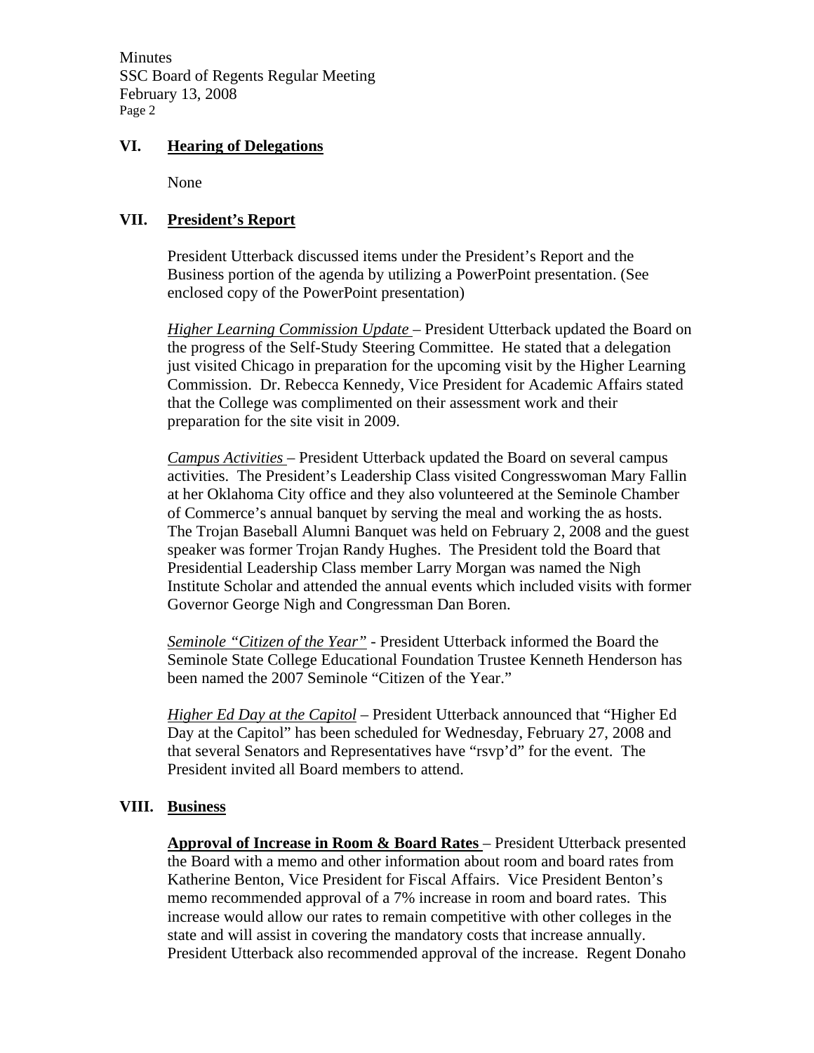## VI. Hearing of Delegations

None

## VII. President's Report

President Utterback discussed items under the President's Report and the Business portion of the agenda by utilizing a PowerPoint presentation. (See enclosed copy of the PowerPoint presentation)

*Higher Learning Commission Update* – President Utterback updated the Board on the progress of the Self-Study Steering Committee. He stated that a delegation just visited Chicago in preparation for the upcoming visit by the Higher Learning Commission. Dr. Rebecca Kennedy, Vice President for Academic Affairs stated that the College was complimented on their assessment work and their preparation for the site visit in 2009.

*Campus Activities* – President Utterback updated the Board on several campus activities. The President's Leadership Class visited Congresswoman Mary Fallin at her Oklahoma City office and they also volunteered at the Seminole Chamber of Commerce's annual banquet by serving the meal and working the as hosts. The Trojan Baseball Alumni Banquet was held on February 2, 2008 and the guest speaker was former Trojan Randy Hughes. The President told the Board that Presidential Leadership Class member Larry Morgan was named the Nigh Institute Scholar and attended the annual events which included visits with former Governor George Nigh and Congressman Dan Boren.

*Seminole "Citizen of the Year"* - President Utterback informed the Board the Seminole State College Educational Foundation Trustee Kenneth Henderson has been named the 2007 Seminole "Citizen of the Year."

*Higher Ed Day at the Capitol* – President Utterback announced that "Higher Ed Day at the Capitol" has been scheduled for Wednesday, February 27, 2008 and that several Senators and Representatives have "rsvp'd" for the event. The President invited all Board members to attend.

## VIII. Business

**Approval of Increase in Room & Board Rates** – President Utterback presented the Board with a memo and other information about room and board rates from Katherine Benton, Vice President for Fiscal Affairs. Vice President Benton's memo recommended approval of a 7% increase in room and board rates. This increase would allow our rates to remain competitive with other colleges in the state and will assist in covering the mandatory costs that increase annually. President Utterback also recommended approval of the increase. Regent Donaho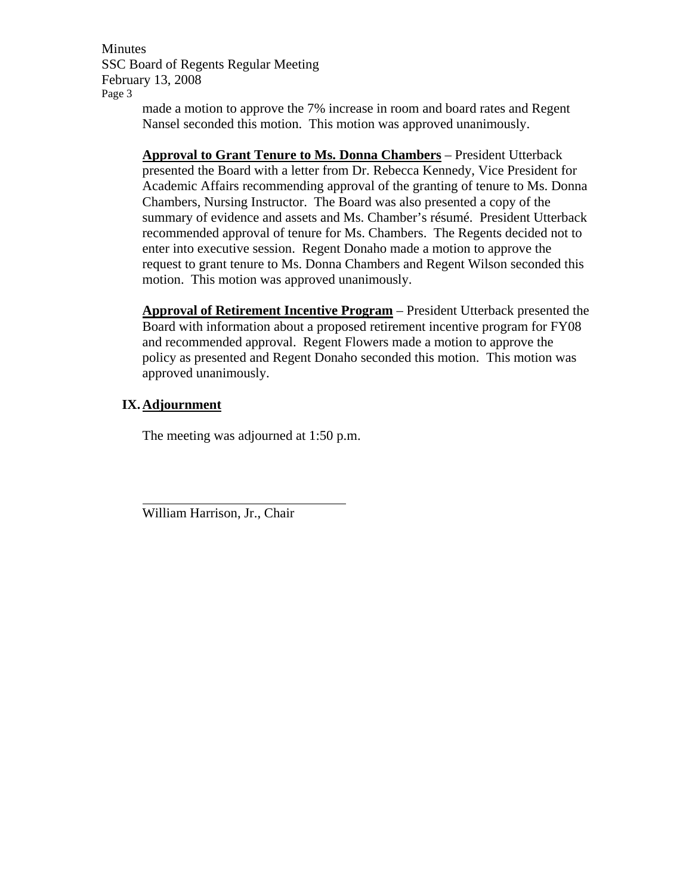made a motion to approve the 7% increase in room and board rates and Regent Nansel seconded this motion. This motion was approved unanimously.

**Approval to Grant Tenure to Ms. Donna Chambers** – President Utterback presented the Board with a letter from Dr. Rebecca Kennedy, Vice President for Academic Affairs recommending approval of the granting of tenure to Ms. Donna Chambers, Nursing Instructor. The Board was also presented a copy of the summary of evidence and assets and Ms. Chamber's résumé. President Utterback recommended approval of tenure for Ms. Chambers. The Regents decided not to enter into executive session. Regent Donaho made a motion to approve the request to grant tenure to Ms. Donna Chambers and Regent Wilson seconded this motion. This motion was approved unanimously.

**Approval of Retirement Incentive Program** – President Utterback presented the Board with information about a proposed retirement incentive program for FY08 and recommended approval. Regent Flowers made a motion to approve the policy as presented and Regent Donaho seconded this motion. This motion was approved unanimously.

## IX. Adjournment

The meeting was adjourned at 1:50 p.m.

\_\_\_\_\_\_\_\_\_\_\_\_\_\_\_\_\_\_\_\_\_\_\_\_\_\_\_\_\_\_

William Harrison, Jr., Chair